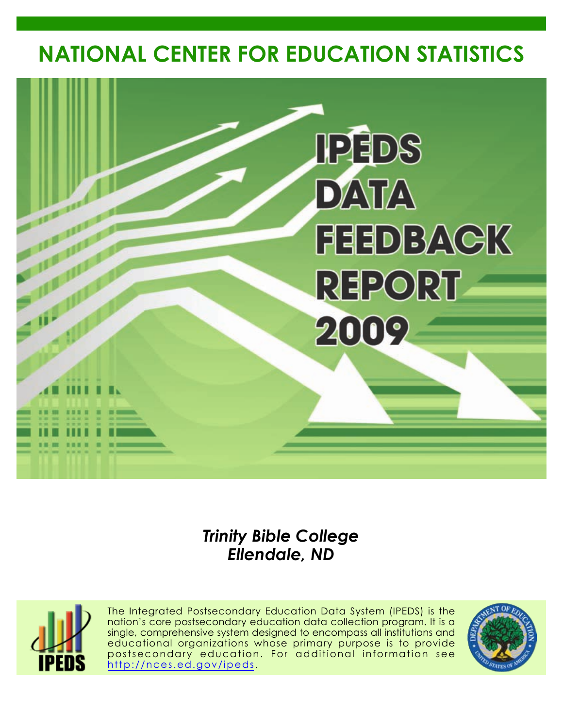# NATIONAL CENTER FOR EDUCATION STATISTICS

# IPEDS DATA FEEDBACK REPORT 2009

***Trinity Bible College***
***Ellendale, ND***

The Integrated Postsecondary Education Data System (IPEDS) is the nation's core postsecondary education data collection program. It is a single, comprehensive system designed to encompass all institutions and educational organizations whose primary purpose is to provide postsecondary education. For additional information see http://nces.ed.gov/ipeds.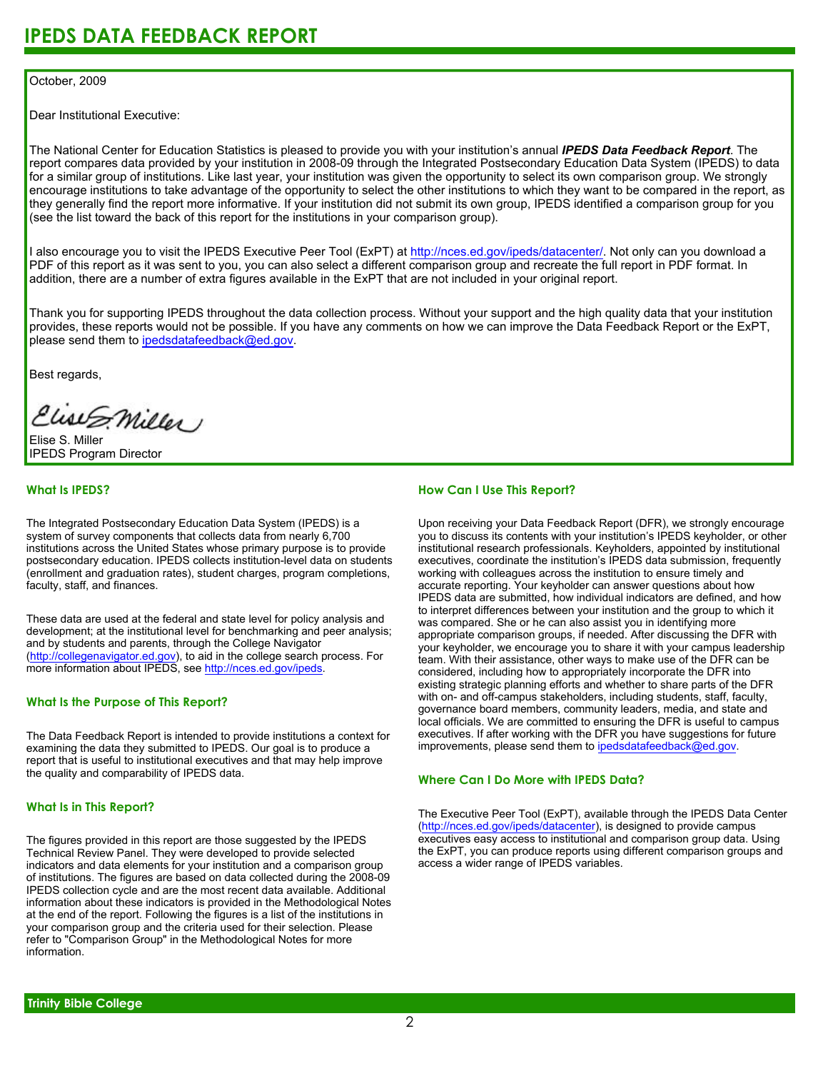# IPEDS DATA FEEDBACK REPORT

October, 2009

Dear Institutional Executive:

The National Center for Education Statistics is pleased to provide you with your institution's annual ***IPEDS Data Feedback Report***. The report compares data provided by your institution in 2008-09 through the Integrated Postsecondary Education Data System (IPEDS) to data for a similar group of institutions. Like last year, your institution was given the opportunity to select its own comparison group. We strongly encourage institutions to take advantage of the opportunity to select the other institutions to which they want to be compared in the report, as they generally find the report more informative. If your institution did not submit its own group, IPEDS identified a comparison group for you (see the list toward the back of this report for the institutions in your comparison group).

I also encourage you to visit the IPEDS Executive Peer Tool (ExPT) at http://nces.ed.gov/ipeds/datacenter/. Not only can you download a PDF of this report as it was sent to you, you can also select a different comparison group and recreate the full report in PDF format. In addition, there are a number of extra figures available in the ExPT that are not included in your original report.

Thank you for supporting IPEDS throughout the data collection process. Without your support and the high quality data that your institution provides, these reports would not be possible. If you have any comments on how we can improve the Data Feedback Report or the ExPT, please send them to ipedsdatafeedback@ed.gov.

Best regards,

Elise S. Miller
IPEDS Program Director

### What Is IPEDS?

The Integrated Postsecondary Education Data System (IPEDS) is a system of survey components that collects data from nearly 6,700 institutions across the United States whose primary purpose is to provide postsecondary education. IPEDS collects institution-level data on students (enrollment and graduation rates), student charges, program completions, faculty, staff, and finances.

These data are used at the federal and state level for policy analysis and development; at the institutional level for benchmarking and peer analysis; and by students and parents, through the College Navigator (http://collegenavigator.ed.gov), to aid in the college search process. For more information about IPEDS, see http://nces.ed.gov/ipeds.

### What Is the Purpose of This Report?

The Data Feedback Report is intended to provide institutions a context for examining the data they submitted to IPEDS. Our goal is to produce a report that is useful to institutional executives and that may help improve the quality and comparability of IPEDS data.

### What Is in This Report?

The figures provided in this report are those suggested by the IPEDS Technical Review Panel. They were developed to provide selected indicators and data elements for your institution and a comparison group of institutions. The figures are based on data collected during the 2008-09 IPEDS collection cycle and are the most recent data available. Additional information about these indicators is provided in the Methodological Notes at the end of the report. Following the figures is a list of the institutions in your comparison group and the criteria used for their selection. Please refer to "Comparison Group" in the Methodological Notes for more information.

### How Can I Use This Report?

Upon receiving your Data Feedback Report (DFR), we strongly encourage you to discuss its contents with your institution's IPEDS keyholder, or other institutional research professionals. Keyholders, appointed by institutional executives, coordinate the institution's IPEDS data submission, frequently working with colleagues across the institution to ensure timely and accurate reporting. Your keyholder can answer questions about how IPEDS data are submitted, how individual indicators are defined, and how to interpret differences between your institution and the group to which it was compared. She or he can also assist you in identifying more appropriate comparison groups, if needed. After discussing the DFR with your keyholder, we encourage you to share it with your campus leadership team. With their assistance, other ways to make use of the DFR can be considered, including how to appropriately incorporate the DFR into existing strategic planning efforts and whether to share parts of the DFR with on- and off-campus stakeholders, including students, staff, faculty, governance board members, community leaders, media, and state and local officials. We are committed to ensuring the DFR is useful to campus executives. If after working with the DFR you have suggestions for future improvements, please send them to ipedsdatafeedback@ed.gov.

### Where Can I Do More with IPEDS Data?

The Executive Peer Tool (ExPT), available through the IPEDS Data Center (http://nces.ed.gov/ipeds/datacenter), is designed to provide campus executives easy access to institutional and comparison group data. Using the ExPT, you can produce reports using different comparison groups and access a wider range of IPEDS variables.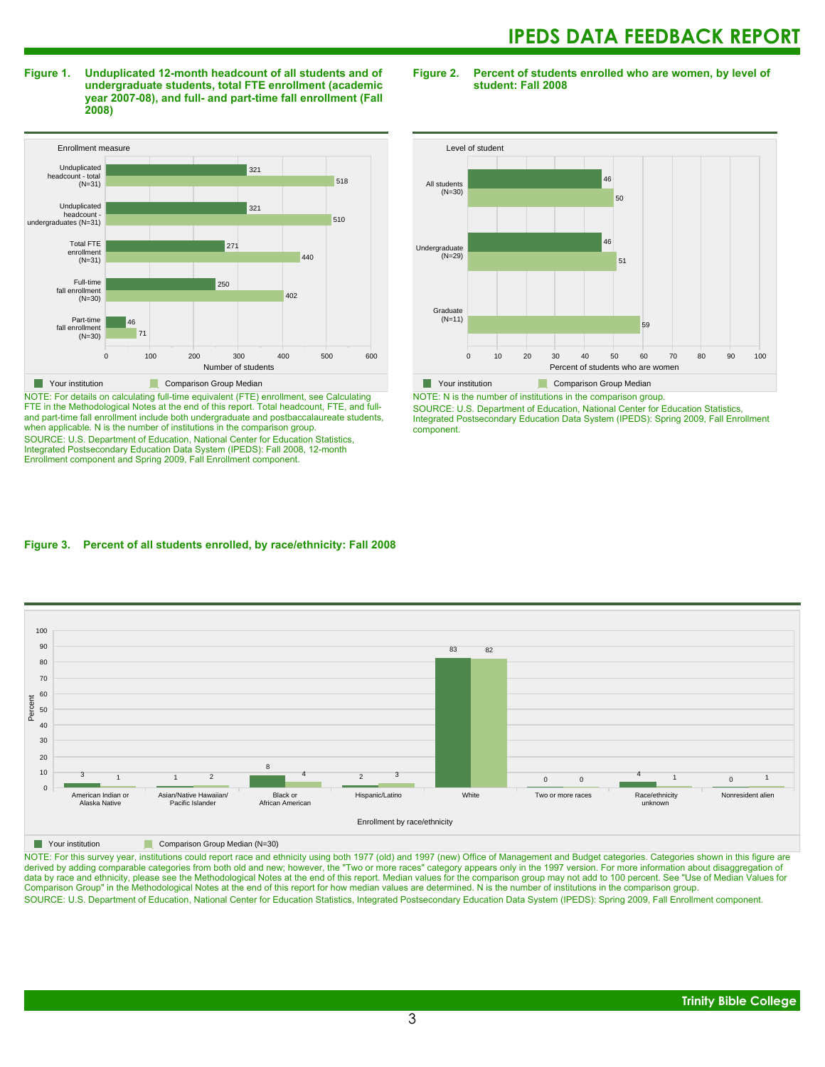# IPEDS DATA FEEDBACK REPORT

**Figure 1. Unduplicated 12-month headcount of all students and of undergraduate students, total FTE enrollment (academic year 2007-08), and full- and part-time fall enrollment (Fall 2008)**

| Enrollment measure | Your institution | Comparison Group Median |
|---|---|---|
| Unduplicated headcount - total (N=31) | 321 | 518 |
| Unduplicated headcount - undergraduates (N=31) | 321 | 510 |
| Total FTE enrollment (N=31) | 271 | 440 |
| Full-time fall enrollment (N=30) | 250 | 402 |
| Part-time fall enrollment (N=30) | 46 | 71 |

NOTE: For details on calculating full-time equivalent (FTE) enrollment, see Calculating FTE in the Methodological Notes at the end of this report. Total headcount, FTE, and full- and part-time fall enrollment include both undergraduate and postbaccalaureate students, when applicable. N is the number of institutions in the comparison group.

SOURCE: U.S. Department of Education, National Center for Education Statistics, Integrated Postsecondary Education Data System (IPEDS): Fall 2008, 12-month Enrollment component and Spring 2009, Fall Enrollment component.

**Figure 2. Percent of students enrolled who are women, by level of student: Fall 2008**

| Level of student | Your institution | Comparison Group Median |
|---|---|---|
| All students (N=30) | 46 | 50 |
| Undergraduate (N=29) | 46 | 51 |
| Graduate (N=11) | | 59 |

NOTE: N is the number of institutions in the comparison group.

SOURCE: U.S. Department of Education, National Center for Education Statistics, Integrated Postsecondary Education Data System (IPEDS): Spring 2009, Fall Enrollment component.

**Figure 3. Percent of all students enrolled, by race/ethnicity: Fall 2008**

| Enrollment by race/ethnicity | Your institution | Comparison Group Median (N=30) |
|---|---|---|
| American Indian or Alaska Native | 3 | 1 |
| Asian/Native Hawaiian/ Pacific Islander | 1 | 2 |
| Black or African American | 8 | 4 |
| Hispanic/Latino | 2 | 3 |
| White | 83 | 82 |
| Two or more races | 0 | 0 |
| Race/ethnicity unknown | 4 | 1 |
| Nonresident alien | 0 | 1 |

NOTE: For this survey year, institutions could report race and ethnicity using both 1977 (old) and 1997 (new) Office of Management and Budget categories. Categories shown in this figure are derived by adding comparable categories from both old and new; however, the "Two or more races" category appears only in the 1997 version. For more information about disaggregation of data by race and ethnicity, please see the Methodological Notes at the end of this report. Median values for the comparison group may not add to 100 percent. See "Use of Median Values for Comparison Group" in the Methodological Notes at the end of this report for how median values are determined. N is the number of institutions in the comparison group.

SOURCE: U.S. Department of Education, National Center for Education Statistics, Integrated Postsecondary Education Data System (IPEDS): Spring 2009, Fall Enrollment component.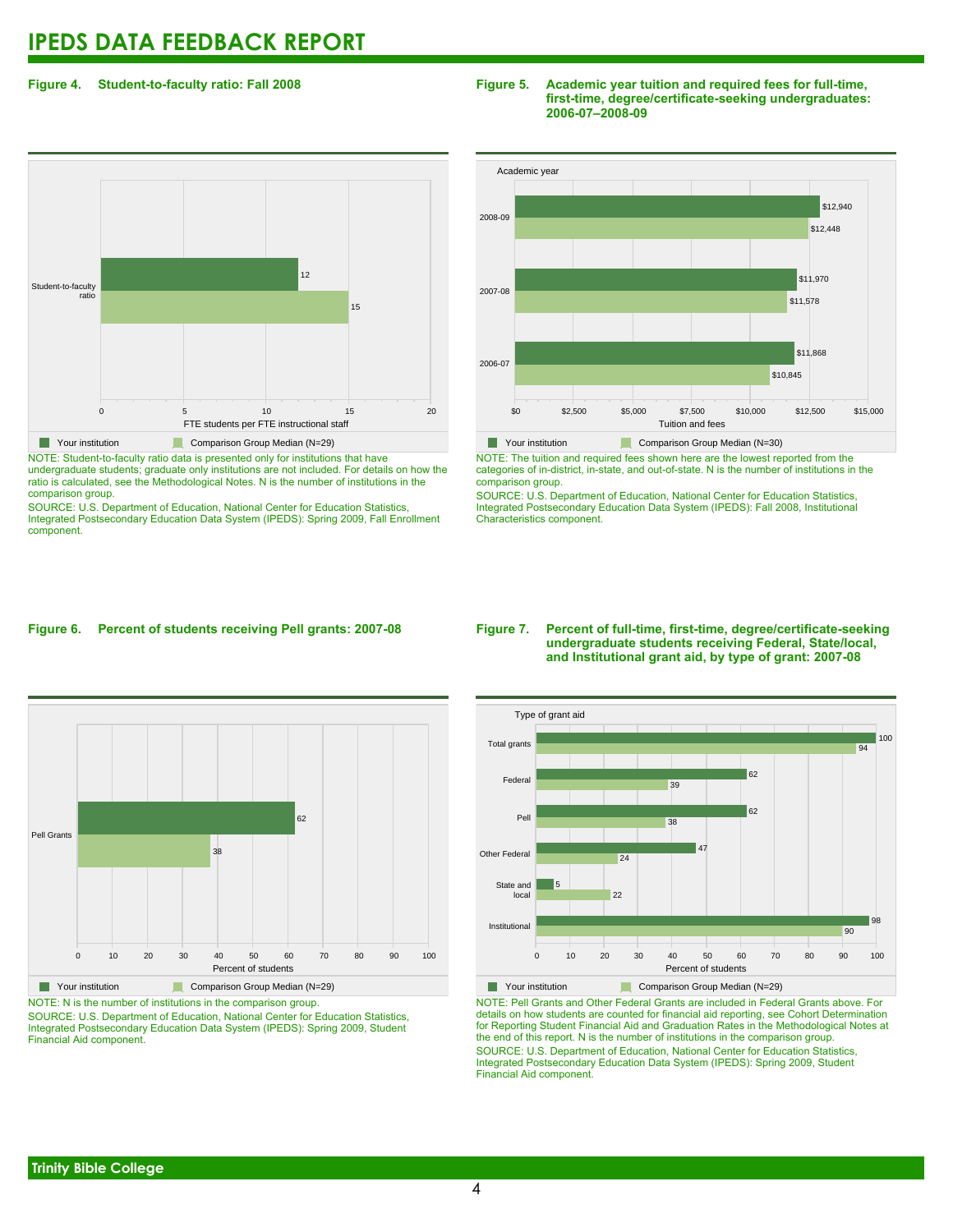# IPEDS DATA FEEDBACK REPORT

**Figure 4. Student-to-faculty ratio: Fall 2008**

| | Your institution | Comparison Group Median (N=29) |
|---|---|---|
| Student-to-faculty ratio | 12 | 15 |

FTE students per FTE instructional staff

NOTE: Student-to-faculty ratio data is presented only for institutions that have undergraduate students; graduate only institutions are not included. For details on how the ratio is calculated, see the Methodological Notes. N is the number of institutions in the comparison group.

SOURCE: U.S. Department of Education, National Center for Education Statistics, Integrated Postsecondary Education Data System (IPEDS): Spring 2009, Fall Enrollment component.

**Figure 5. Academic year tuition and required fees for full-time, first-time, degree/certificate-seeking undergraduates: 2006-07–2008-09**

| Academic year | Your institution | Comparison Group Median (N=30) |
|---|---|---|
| 2008-09 | $12,940 | $12,448 |
| 2007-08 | $11,970 | $11,578 |
| 2006-07 | $11,868 | $10,845 |

Tuition and fees

NOTE: The tuition and required fees shown here are the lowest reported from the categories of in-district, in-state, and out-of-state. N is the number of institutions in the comparison group.

SOURCE: U.S. Department of Education, National Center for Education Statistics, Integrated Postsecondary Education Data System (IPEDS): Fall 2008, Institutional Characteristics component.

**Figure 6. Percent of students receiving Pell grants: 2007-08**

| | Your institution | Comparison Group Median (N=29) |
|---|---|---|
| Pell Grants | 62 | 38 |

Percent of students

NOTE: N is the number of institutions in the comparison group.

SOURCE: U.S. Department of Education, National Center for Education Statistics, Integrated Postsecondary Education Data System (IPEDS): Spring 2009, Student Financial Aid component.

**Figure 7. Percent of full-time, first-time, degree/certificate-seeking undergraduate students receiving Federal, State/local, and Institutional grant aid, by type of grant: 2007-08**

| Type of grant aid | Your institution | Comparison Group Median (N=29) |
|---|---|---|
| Total grants | 100 | 94 |
| Federal | 62 | 39 |
| Pell | 62 | 38 |
| Other Federal | 47 | 24 |
| State and local | 5 | 22 |
| Institutional | 98 | 90 |

Percent of students

NOTE: Pell Grants and Other Federal Grants are included in Federal Grants above. For details on how students are counted for financial aid reporting, see Cohort Determination for Reporting Student Financial Aid and Graduation Rates in the Methodological Notes at the end of this report. N is the number of institutions in the comparison group.

SOURCE: U.S. Department of Education, National Center for Education Statistics, Integrated Postsecondary Education Data System (IPEDS): Spring 2009, Student Financial Aid component.

Trinity Bible College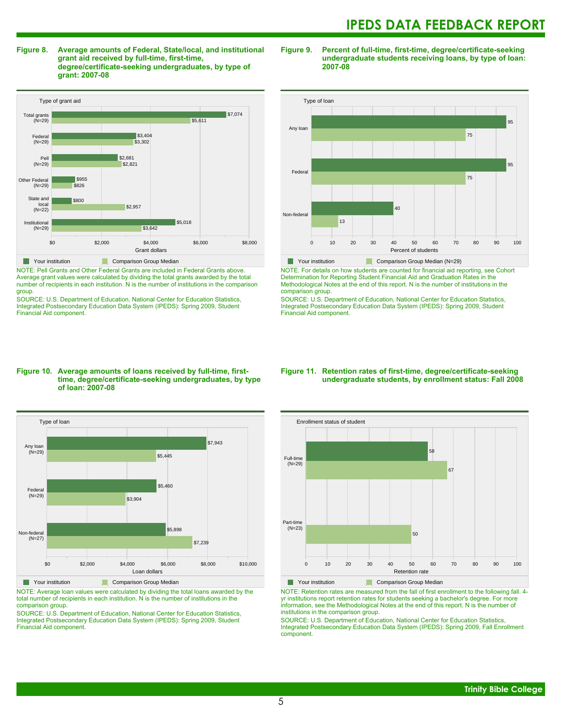**Figure 8. Average amounts of Federal, State/local, and institutional grant aid received by full-time, first-time, degree/certificate-seeking undergraduates, by type of grant: 2007-08**

| Type of grant aid | Your institution | Comparison Group Median |
|---|---|---|
| Total grants (N=29) | $7,074 | $5,611 |
| Federal (N=29) | $3,404 | $3,302 |
| Pell (N=29) | $2,681 | $2,821 |
| Other Federal (N=29) | $955 | $826 |
| State and local (N=22) | $800 | $2,957 |
| Institutional (N=29) | $5,018 | $3,642 |

NOTE: Pell Grants and Other Federal Grants are included in Federal Grants above. Average grant values were calculated by dividing the total grants awarded by the total number of recipients in each institution. N is the number of institutions in the comparison group.

SOURCE: U.S. Department of Education, National Center for Education Statistics, Integrated Postsecondary Education Data System (IPEDS): Spring 2009, Student Financial Aid component.

**Figure 9. Percent of full-time, first-time, degree/certificate-seeking undergraduate students receiving loans, by type of loan: 2007-08**

| Type of loan | Your institution | Comparison Group Median (N=29) |
|---|---|---|
| Any loan | 95 | 75 |
| Federal | 95 | 75 |
| Non-federal | 40 | 13 |

NOTE: For details on how students are counted for financial aid reporting, see Cohort Determination for Reporting Student Financial Aid and Graduation Rates in the Methodological Notes at the end of this report. N is the number of institutions in the comparison group.

SOURCE: U.S. Department of Education, National Center for Education Statistics, Integrated Postsecondary Education Data System (IPEDS): Spring 2009, Student Financial Aid component.

**Figure 10. Average amounts of loans received by full-time, first-time, degree/certificate-seeking undergraduates, by type of loan: 2007-08**

| Type of loan | Your institution | Comparison Group Median |
|---|---|---|
| Any loan (N=29) | $7,943 | $5,445 |
| Federal (N=29) | $5,460 | $3,904 |
| Non-federal (N=27) | $5,898 | $7,239 |

NOTE: Average loan values were calculated by dividing the total loans awarded by the total number of recipients in each institution. N is the number of institutions in the comparison group.

SOURCE: U.S. Department of Education, National Center for Education Statistics, Integrated Postsecondary Education Data System (IPEDS): Spring 2009, Student Financial Aid component.

**Figure 11. Retention rates of first-time, degree/certificate-seeking undergraduate students, by enrollment status: Fall 2008**

| Enrollment status of student | Your institution | Comparison Group Median |
|---|---|---|
| Full-time (N=29) | 58 | 67 |
| Part-time (N=23) | | 50 |

NOTE: Retention rates are measured from the fall of first enrollment to the following fall. 4-yr institutions report retention rates for students seeking a bachelor's degree. For more information, see the Methodological Notes at the end of this report. N is the number of institutions in the comparison group.

SOURCE: U.S. Department of Education, National Center for Education Statistics, Integrated Postsecondary Education Data System (IPEDS): Spring 2009, Fall Enrollment component.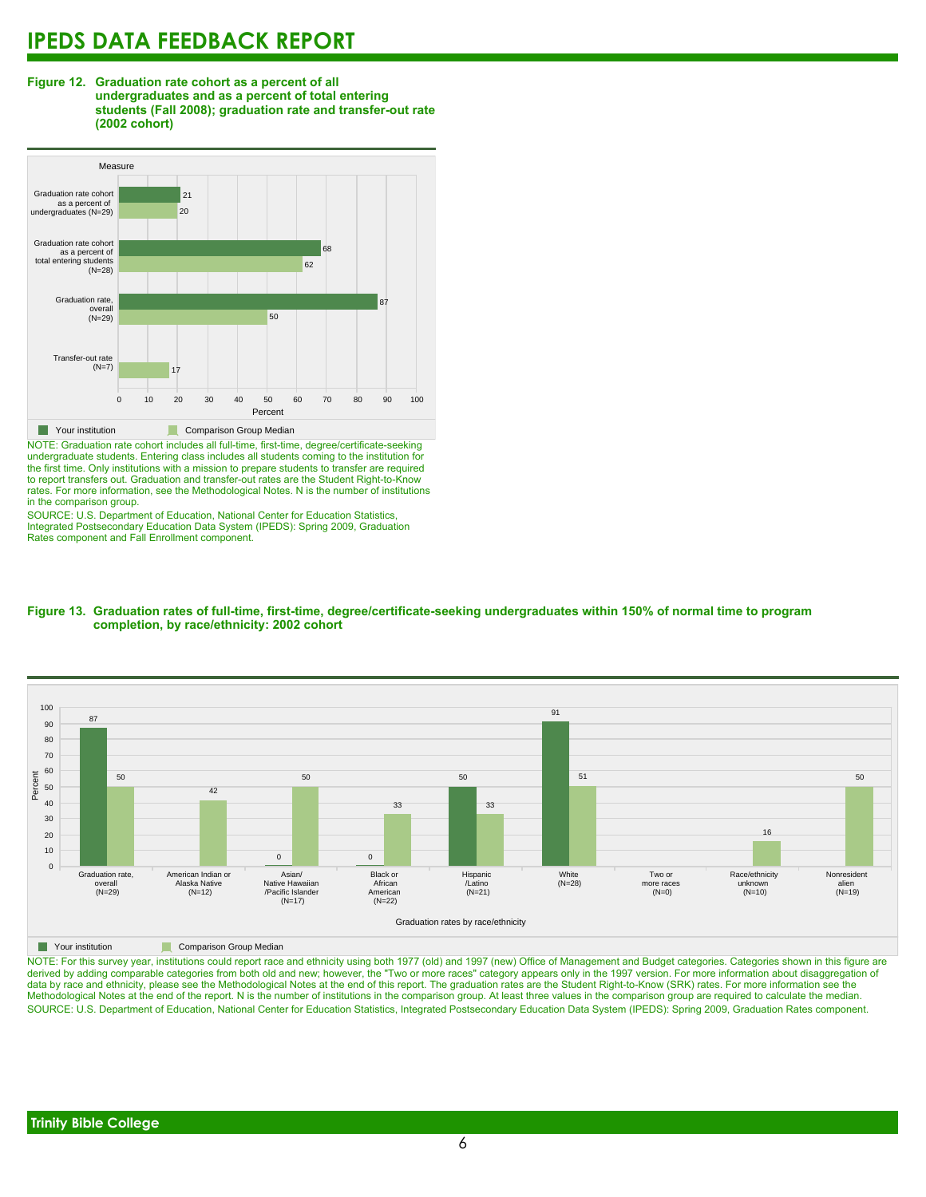# IPEDS DATA FEEDBACK REPORT

**Figure 12. Graduation rate cohort as a percent of all undergraduates and as a percent of total entering students (Fall 2008); graduation rate and transfer-out rate (2002 cohort)**

| Measure | Your institution | Comparison Group Median |
|---|---|---|
| Graduation rate cohort as a percent of undergraduates (N=29) | 21 | 20 |
| Graduation rate cohort as a percent of total entering students (N=28) | 68 | 62 |
| Graduation rate, overall (N=29) | 87 | 50 |
| Transfer-out rate (N=7) | | 17 |

NOTE: Graduation rate cohort includes all full-time, first-time, degree/certificate-seeking undergraduate students. Entering class includes all students coming to the institution for the first time. Only institutions with a mission to prepare students to transfer are required to report transfers out. Graduation and transfer-out rates are the Student Right-to-Know rates. For more information, see the Methodological Notes. N is the number of institutions in the comparison group.

SOURCE: U.S. Department of Education, National Center for Education Statistics, Integrated Postsecondary Education Data System (IPEDS): Spring 2009, Graduation Rates component and Fall Enrollment component.

**Figure 13. Graduation rates of full-time, first-time, degree/certificate-seeking undergraduates within 150% of normal time to program completion, by race/ethnicity: 2002 cohort**

| Graduation rates by race/ethnicity | Your institution | Comparison Group Median |
|---|---|---|
| Graduation rate, overall (N=29) | 87 | 50 |
| American Indian or Alaska Native (N=12) | | 42 |
| Asian/Native Hawaiian/Pacific Islander (N=17) | 0 | 50 |
| Black or African American (N=22) | 0 | 33 |
| Hispanic/Latino (N=21) | 50 | 33 |
| White (N=28) | 91 | 51 |
| Two or more races (N=0) | | |
| Race/ethnicity unknown (N=10) | | 16 |
| Nonresident alien (N=19) | | 50 |

NOTE: For this survey year, institutions could report race and ethnicity using both 1977 (old) and 1997 (new) Office of Management and Budget categories. Categories shown in this figure are derived by adding comparable categories from both old and new; however, the "Two or more races" category appears only in the 1997 version. For more information about disaggregation of data by race and ethnicity, please see the Methodological Notes at the end of this report. The graduation rates are the Student Right-to-Know (SRK) rates. For more information see the Methodological Notes at the end of the report. N is the number of institutions in the comparison group. At least three values in the comparison group are required to calculate the median.

SOURCE: U.S. Department of Education, National Center for Education Statistics, Integrated Postsecondary Education Data System (IPEDS): Spring 2009, Graduation Rates component.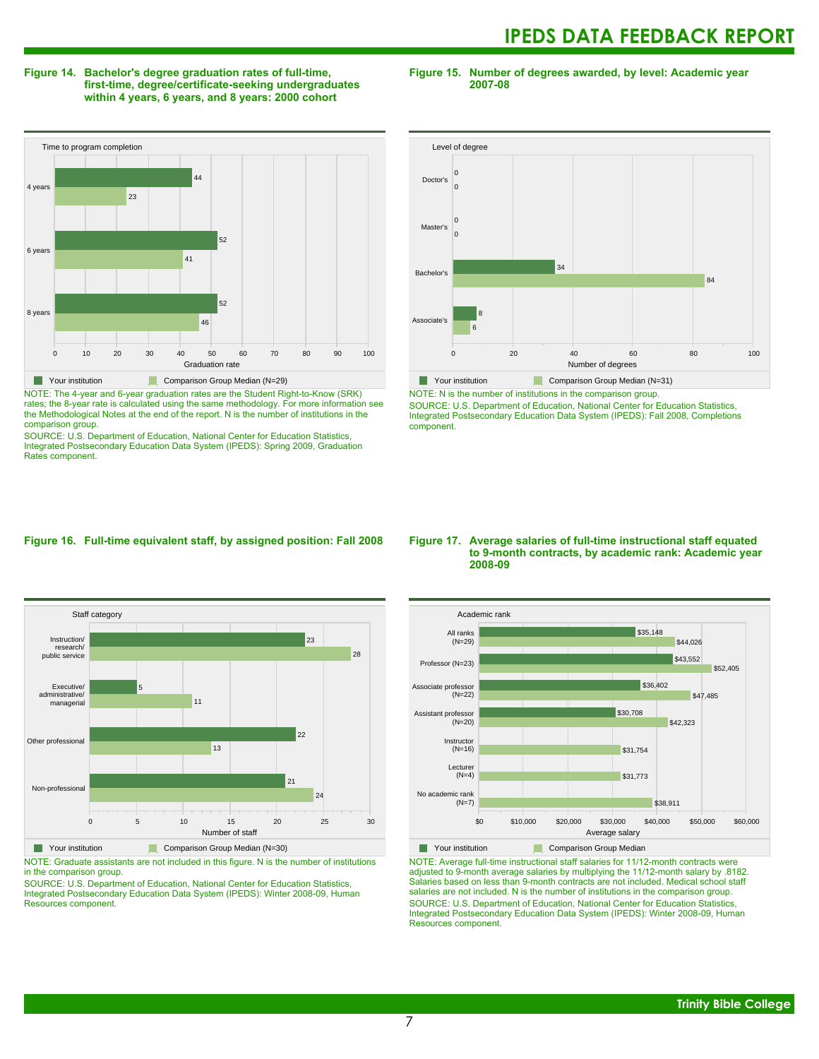**Figure 14. Bachelor's degree graduation rates of full-time, first-time, degree/certificate-seeking undergraduates within 4 years, 6 years, and 8 years: 2000 cohort**

| Time to program completion | Your institution | Comparison Group Median (N=29) |
|---|---|---|
| 4 years | 44 | 23 |
| 6 years | 52 | 41 |
| 8 years | 52 | 46 |

NOTE: The 4-year and 6-year graduation rates are the Student Right-to-Know (SRK) rates; the 8-year rate is calculated using the same methodology. For more information see the Methodological Notes at the end of the report. N is the number of institutions in the comparison group.
SOURCE: U.S. Department of Education, National Center for Education Statistics, Integrated Postsecondary Education Data System (IPEDS): Spring 2009, Graduation Rates component.

**Figure 15. Number of degrees awarded, by level: Academic year 2007-08**

| Level of degree | Your institution | Comparison Group Median (N=31) |
|---|---|---|
| Doctor's | 0 | 0 |
| Master's | 0 | 0 |
| Bachelor's | 34 | 84 |
| Associate's | 8 | 6 |

NOTE: N is the number of institutions in the comparison group.
SOURCE: U.S. Department of Education, National Center for Education Statistics, Integrated Postsecondary Education Data System (IPEDS): Fall 2008, Completions component.

**Figure 16. Full-time equivalent staff, by assigned position: Fall 2008**

| Staff category | Your institution | Comparison Group Median (N=30) |
|---|---|---|
| Instruction/ research/ public service | 23 | 28 |
| Executive/ administrative/ managerial | 5 | 11 |
| Other professional | 22 | 13 |
| Non-professional | 21 | 24 |

NOTE: Graduate assistants are not included in this figure. N is the number of institutions in the comparison group.
SOURCE: U.S. Department of Education, National Center for Education Statistics, Integrated Postsecondary Education Data System (IPEDS): Winter 2008-09, Human Resources component.

**Figure 17. Average salaries of full-time instructional staff equated to 9-month contracts, by academic rank: Academic year 2008-09**

| Academic rank | Your institution | Comparison Group Median |
|---|---|---|
| All ranks (N=29) | $35,148 | $44,026 |
| Professor (N=23) | $43,552 | $52,405 |
| Associate professor (N=22) | $36,402 | $47,485 |
| Assistant professor (N=20) | $30,708 | $42,323 |
| Instructor (N=16) | | $31,754 |
| Lecturer (N=4) | | $31,773 |
| No academic rank (N=7) | | $38,911 |

NOTE: Average full-time instructional staff salaries for 11/12-month contracts were adjusted to 9-month average salaries by multiplying the 11/12-month salary by .8182. Salaries based on less than 9-month contracts are not included. Medical school staff salaries are not included. N is the number of institutions in the comparison group.
SOURCE: U.S. Department of Education, National Center for Education Statistics, Integrated Postsecondary Education Data System (IPEDS): Winter 2008-09, Human Resources component.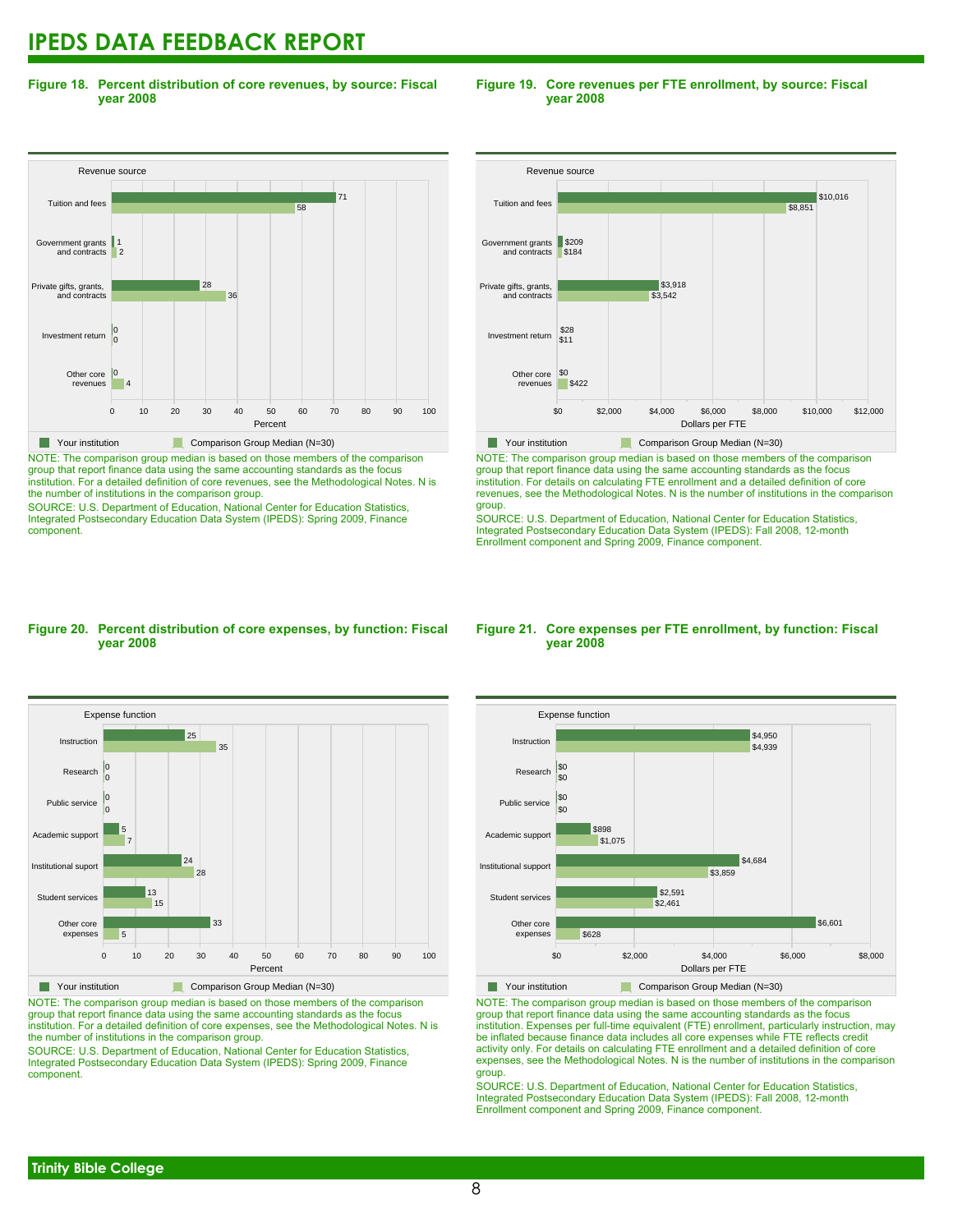## Figure 18. Percent distribution of core revenues, by source: Fiscal year 2008

| Revenue source | Your institution | Comparison Group Median (N=30) |
|---|---|---|
| Tuition and fees | 71 | 58 |
| Government grants and contracts | 1 | 2 |
| Private gifts, grants, and contracts | 28 | 36 |
| Investment return | 0 | 0 |
| Other core revenues | 0 | 4 |

NOTE: The comparison group median is based on those members of the comparison group that report finance data using the same accounting standards as the focus institution. For a detailed definition of core revenues, see the Methodological Notes. N is the number of institutions in the comparison group.

SOURCE: U.S. Department of Education, National Center for Education Statistics, Integrated Postsecondary Education Data System (IPEDS): Spring 2009, Finance component.

## Figure 19. Core revenues per FTE enrollment, by source: Fiscal year 2008

| Revenue source | Your institution | Comparison Group Median (N=30) |
|---|---|---|
| Tuition and fees | $10,016 | $8,851 |
| Government grants and contracts | $209 | $184 |
| Private gifts, grants, and contracts | $3,918 | $3,542 |
| Investment return | $28 | $11 |
| Other core revenues | $0 | $422 |

NOTE: The comparison group median is based on those members of the comparison group that report finance data using the same accounting standards as the focus institution. For details on calculating FTE enrollment and a detailed definition of core revenues, see the Methodological Notes. N is the number of institutions in the comparison group.

SOURCE: U.S. Department of Education, National Center for Education Statistics, Integrated Postsecondary Education Data System (IPEDS): Fall 2008, 12-month Enrollment component and Spring 2009, Finance component.

## Figure 20. Percent distribution of core expenses, by function: Fiscal year 2008

| Expense function | Your institution | Comparison Group Median (N=30) |
|---|---|---|
| Instruction | 25 | 35 |
| Research | 0 | 0 |
| Public service | 0 | 0 |
| Academic support | 5 | 7 |
| Institutional suport | 24 | 28 |
| Student services | 13 | 15 |
| Other core expenses | 33 | 5 |

NOTE: The comparison group median is based on those members of the comparison group that report finance data using the same accounting standards as the focus institution. For a detailed definition of core expenses, see the Methodological Notes. N is the number of institutions in the comparison group.

SOURCE: U.S. Department of Education, National Center for Education Statistics, Integrated Postsecondary Education Data System (IPEDS): Spring 2009, Finance component.

## Figure 21. Core expenses per FTE enrollment, by function: Fiscal year 2008

| Expense function | Your institution | Comparison Group Median (N=30) |
|---|---|---|
| Instruction | $4,950 | $4,939 |
| Research | $0 | $0 |
| Public service | $0 | $0 |
| Academic support | $898 | $1,075 |
| Institutional support | $4,684 | $3,859 |
| Student services | $2,591 | $2,461 |
| Other core expenses | $6,601 | $628 |

NOTE: The comparison group median is based on those members of the comparison group that report finance data using the same accounting standards as the focus institution. Expenses per full-time equivalent (FTE) enrollment, particularly instruction, may be inflated because finance data includes all core expenses while FTE reflects credit activity only. For details on calculating FTE enrollment and a detailed definition of core expenses, see the Methodological Notes. N is the number of institutions in the comparison group.

SOURCE: U.S. Department of Education, National Center for Education Statistics, Integrated Postsecondary Education Data System (IPEDS): Fall 2008, 12-month Enrollment component and Spring 2009, Finance component.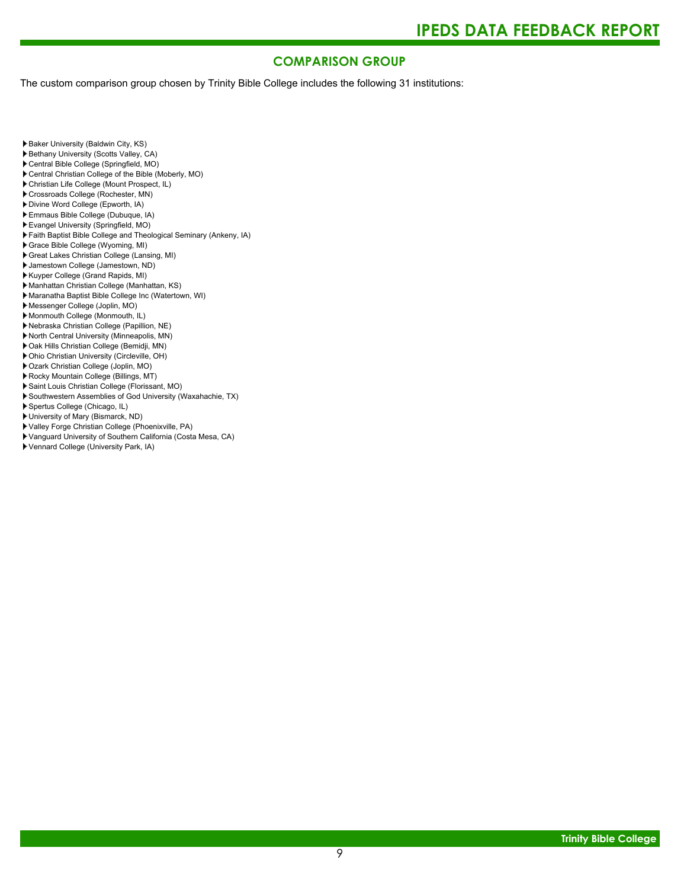## COMPARISON GROUP

The custom comparison group chosen by Trinity Bible College includes the following 31 institutions:

- Baker University (Baldwin City, KS)
- Bethany University (Scotts Valley, CA)
- Central Bible College (Springfield, MO)
- Central Christian College of the Bible (Moberly, MO)
- Christian Life College (Mount Prospect, IL)
- Crossroads College (Rochester, MN)
- Divine Word College (Epworth, IA)
- Emmaus Bible College (Dubuque, IA)
- Evangel University (Springfield, MO)
- Faith Baptist Bible College and Theological Seminary (Ankeny, IA)
- Grace Bible College (Wyoming, MI)
- Great Lakes Christian College (Lansing, MI)
- Jamestown College (Jamestown, ND)
- Kuyper College (Grand Rapids, MI)
- Manhattan Christian College (Manhattan, KS)
- Maranatha Baptist Bible College Inc (Watertown, WI)
- Messenger College (Joplin, MO)
- Monmouth College (Monmouth, IL)
- Nebraska Christian College (Papillion, NE)
- North Central University (Minneapolis, MN)
- Oak Hills Christian College (Bemidji, MN)
- Ohio Christian University (Circleville, OH)
- Ozark Christian College (Joplin, MO)
- Rocky Mountain College (Billings, MT)
- Saint Louis Christian College (Florissant, MO)
- Southwestern Assemblies of God University (Waxahachie, TX)
- Spertus College (Chicago, IL)
- University of Mary (Bismarck, ND)
- Valley Forge Christian College (Phoenixville, PA)
- Vanguard University of Southern California (Costa Mesa, CA)
- Vennard College (University Park, IA)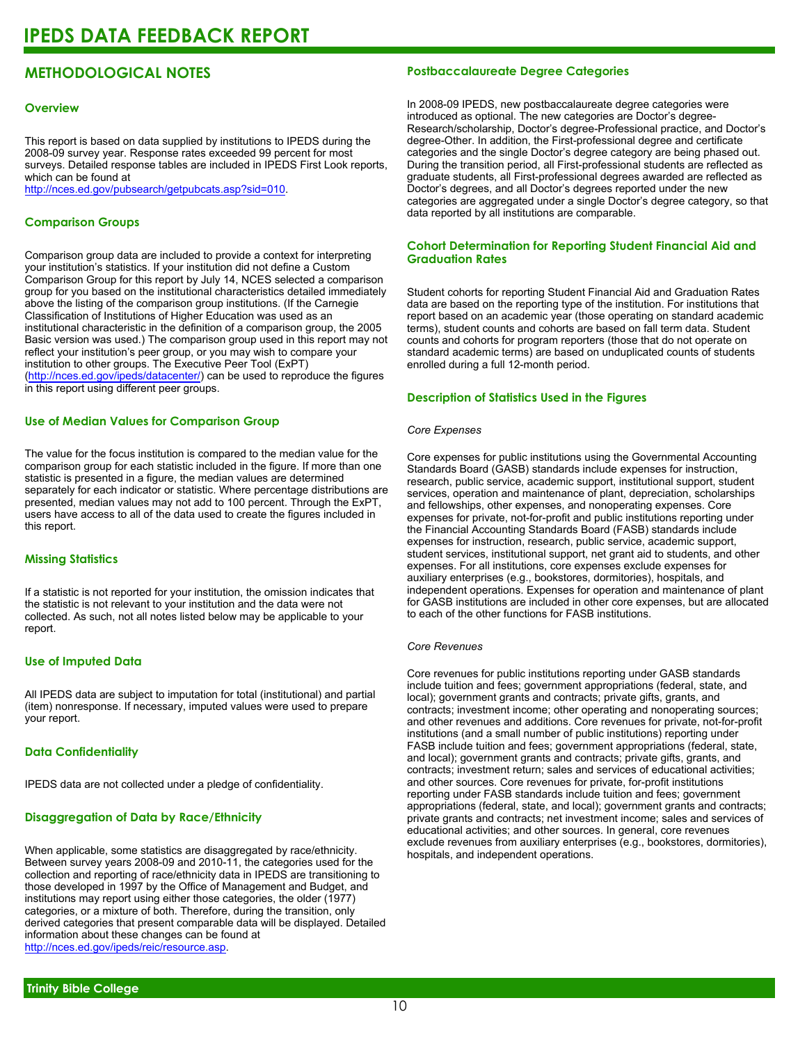# IPEDS DATA FEEDBACK REPORT

## METHODOLOGICAL NOTES

### Overview

This report is based on data supplied by institutions to IPEDS during the 2008-09 survey year. Response rates exceeded 99 percent for most surveys. Detailed response tables are included in IPEDS First Look reports, which can be found at http://nces.ed.gov/pubsearch/getpubcats.asp?sid=010.

### Comparison Groups

Comparison group data are included to provide a context for interpreting your institution's statistics. If your institution did not define a Custom Comparison Group for this report by July 14, NCES selected a comparison group for you based on the institutional characteristics detailed immediately above the listing of the comparison group institutions. (If the Carnegie Classification of Institutions of Higher Education was used as an institutional characteristic in the definition of a comparison group, the 2005 Basic version was used.) The comparison group used in this report may not reflect your institution's peer group, or you may wish to compare your institution to other groups. The Executive Peer Tool (ExPT) (http://nces.ed.gov/ipeds/datacenter/) can be used to reproduce the figures in this report using different peer groups.

### Use of Median Values for Comparison Group

The value for the focus institution is compared to the median value for the comparison group for each statistic included in the figure. If more than one statistic is presented in a figure, the median values are determined separately for each indicator or statistic. Where percentage distributions are presented, median values may not add to 100 percent. Through the ExPT, users have access to all of the data used to create the figures included in this report.

### Missing Statistics

If a statistic is not reported for your institution, the omission indicates that the statistic is not relevant to your institution and the data were not collected. As such, not all notes listed below may be applicable to your report.

### Use of Imputed Data

All IPEDS data are subject to imputation for total (institutional) and partial (item) nonresponse. If necessary, imputed values were used to prepare your report.

### Data Confidentiality

IPEDS data are not collected under a pledge of confidentiality.

### Disaggregation of Data by Race/Ethnicity

When applicable, some statistics are disaggregated by race/ethnicity. Between survey years 2008-09 and 2010-11, the categories used for the collection and reporting of race/ethnicity data in IPEDS are transitioning to those developed in 1997 by the Office of Management and Budget, and institutions may report using either those categories, the older (1977) categories, or a mixture of both. Therefore, during the transition, only derived categories that present comparable data will be displayed. Detailed information about these changes can be found at http://nces.ed.gov/ipeds/reic/resource.asp.

### Postbaccalaureate Degree Categories

In 2008-09 IPEDS, new postbaccalaureate degree categories were introduced as optional. The new categories are Doctor's degree-Research/scholarship, Doctor's degree-Professional practice, and Doctor's degree-Other. In addition, the First-professional degree and certificate categories and the single Doctor's degree category are being phased out. During the transition period, all First-professional students are reflected as graduate students, all First-professional degrees awarded are reflected as Doctor's degrees, and all Doctor's degrees reported under the new categories are aggregated under a single Doctor's degree category, so that data reported by all institutions are comparable.

### Cohort Determination for Reporting Student Financial Aid and Graduation Rates

Student cohorts for reporting Student Financial Aid and Graduation Rates data are based on the reporting type of the institution. For institutions that report based on an academic year (those operating on standard academic terms), student counts and cohorts are based on fall term data. Student counts and cohorts for program reporters (those that do not operate on standard academic terms) are based on unduplicated counts of students enrolled during a full 12-month period.

### Description of Statistics Used in the Figures

*Core Expenses*

Core expenses for public institutions using the Governmental Accounting Standards Board (GASB) standards include expenses for instruction, research, public service, academic support, institutional support, student services, operation and maintenance of plant, depreciation, scholarships and fellowships, other expenses, and nonoperating expenses. Core expenses for private, not-for-profit and public institutions reporting under the Financial Accounting Standards Board (FASB) standards include expenses for instruction, research, public service, academic support, student services, institutional support, net grant aid to students, and other expenses. For all institutions, core expenses exclude expenses for auxiliary enterprises (e.g., bookstores, dormitories), hospitals, and independent operations. Expenses for operation and maintenance of plant for GASB institutions are included in other core expenses, but are allocated to each of the other functions for FASB institutions.

*Core Revenues*

Core revenues for public institutions reporting under GASB standards include tuition and fees; government appropriations (federal, state, and local); government grants and contracts; private gifts, grants, and contracts; investment income; other operating and nonoperating sources; and other revenues and additions. Core revenues for private, not-for-profit institutions (and a small number of public institutions) reporting under FASB include tuition and fees; government appropriations (federal, state, and local); government grants and contracts; private gifts, grants, and contracts; investment return; sales and services of educational activities; and other sources. Core revenues for private, for-profit institutions reporting under FASB standards include tuition and fees; government appropriations (federal, state, and local); government grants and contracts; private grants and contracts; net investment income; sales and services of educational activities; and other sources. In general, core revenues exclude revenues from auxiliary enterprises (e.g., bookstores, dormitories), hospitals, and independent operations.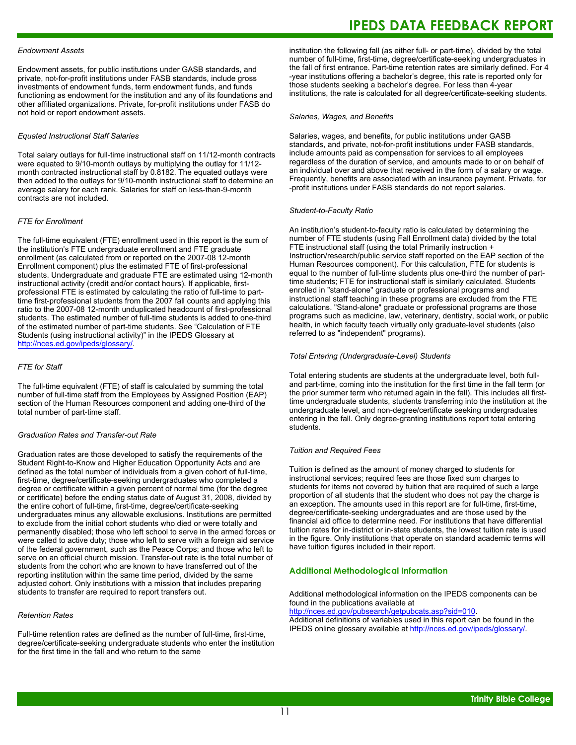*Endowment Assets*

Endowment assets, for public institutions under GASB standards, and private, not-for-profit institutions under FASB standards, include gross investments of endowment funds, term endowment funds, and funds functioning as endowment for the institution and any of its foundations and other affiliated organizations. Private, for-profit institutions under FASB do not hold or report endowment assets.

*Equated Instructional Staff Salaries*

Total salary outlays for full-time instructional staff on 11/12-month contracts were equated to 9/10-month outlays by multiplying the outlay for 11/12-month contracted instructional staff by 0.8182. The equated outlays were then added to the outlays for 9/10-month instructional staff to determine an average salary for each rank. Salaries for staff on less-than-9-month contracts are not included.

*FTE for Enrollment*

The full-time equivalent (FTE) enrollment used in this report is the sum of the institution's FTE undergraduate enrollment and FTE graduate enrollment (as calculated from or reported on the 2007-08 12-month Enrollment component) plus the estimated FTE of first-professional students. Undergraduate and graduate FTE are estimated using 12-month instructional activity (credit and/or contact hours). If applicable, first-professional FTE is estimated by calculating the ratio of full-time to part-time first-professional students from the 2007 fall counts and applying this ratio to the 2007-08 12-month unduplicated headcount of first-professional students. The estimated number of full-time students is added to one-third of the estimated number of part-time students. See "Calculation of FTE Students (using instructional activity)" in the IPEDS Glossary at http://nces.ed.gov/ipeds/glossary/.

*FTE for Staff*

The full-time equivalent (FTE) of staff is calculated by summing the total number of full-time staff from the Employees by Assigned Position (EAP) section of the Human Resources component and adding one-third of the total number of part-time staff.

*Graduation Rates and Transfer-out Rate*

Graduation rates are those developed to satisfy the requirements of the Student Right-to-Know and Higher Education Opportunity Acts and are defined as the total number of individuals from a given cohort of full-time, first-time, degree/certificate-seeking undergraduates who completed a degree or certificate within a given percent of normal time (for the degree or certificate) before the ending status date of August 31, 2008, divided by the entire cohort of full-time, first-time, degree/certificate-seeking undergraduates minus any allowable exclusions. Institutions are permitted to exclude from the initial cohort students who died or were totally and permanently disabled; those who left school to serve in the armed forces or were called to active duty; those who left to serve with a foreign aid service of the federal government, such as the Peace Corps; and those who left to serve on an official church mission. Transfer-out rate is the total number of students from the cohort who are known to have transferred out of the reporting institution within the same time period, divided by the same adjusted cohort. Only institutions with a mission that includes preparing students to transfer are required to report transfers out.

*Retention Rates*

Full-time retention rates are defined as the number of full-time, first-time, degree/certificate-seeking undergraduate students who enter the institution for the first time in the fall and who return to the same institution the following fall (as either full- or part-time), divided by the total number of full-time, first-time, degree/certificate-seeking undergraduates in the fall of first entrance. Part-time retention rates are similarly defined. For 4-year institutions offering a bachelor's degree, this rate is reported only for those students seeking a bachelor's degree. For less than 4-year institutions, the rate is calculated for all degree/certificate-seeking students.

*Salaries, Wages, and Benefits*

Salaries, wages, and benefits, for public institutions under GASB standards, and private, not-for-profit institutions under FASB standards, include amounts paid as compensation for services to all employees regardless of the duration of service, and amounts made to or on behalf of an individual over and above that received in the form of a salary or wage. Frequently, benefits are associated with an insurance payment. Private, for-profit institutions under FASB standards do not report salaries.

*Student-to-Faculty Ratio*

An institution's student-to-faculty ratio is calculated by determining the number of FTE students (using Fall Enrollment data) divided by the total FTE instructional staff (using the total Primarily instruction + Instruction/research/public service staff reported on the EAP section of the Human Resources component). For this calculation, FTE for students is equal to the number of full-time students plus one-third the number of part-time students; FTE for instructional staff is similarly calculated. Students enrolled in "stand-alone" graduate or professional programs and instructional staff teaching in these programs are excluded from the FTE calculations. "Stand-alone" graduate or professional programs are those programs such as medicine, law, veterinary, dentistry, social work, or public health, in which faculty teach virtually only graduate-level students (also referred to as "independent" programs).

*Total Entering (Undergraduate-Level) Students*

Total entering students are students at the undergraduate level, both full- and part-time, coming into the institution for the first time in the fall term (or the prior summer term who returned again in the fall). This includes all first-time undergraduate students, students transferring into the institution at the undergraduate level, and non-degree/certificate seeking undergraduates entering in the fall. Only degree-granting institutions report total entering students.

*Tuition and Required Fees*

Tuition is defined as the amount of money charged to students for instructional services; required fees are those fixed sum charges to students for items not covered by tuition that are required of such a large proportion of all students that the student who does not pay the charge is an exception. The amounts used in this report are for full-time, first-time, degree/certificate-seeking undergraduates and are those used by the financial aid office to determine need. For institutions that have differential tuition rates for in-district or in-state students, the lowest tuition rate is used in the figure. Only institutions that operate on standard academic terms will have tuition figures included in their report.

## Additional Methodological Information

Additional methodological information on the IPEDS components can be found in the publications available at http://nces.ed.gov/pubsearch/getpubcats.asp?sid=010.
Additional definitions of variables used in this report can be found in the IPEDS online glossary available at http://nces.ed.gov/ipeds/glossary/.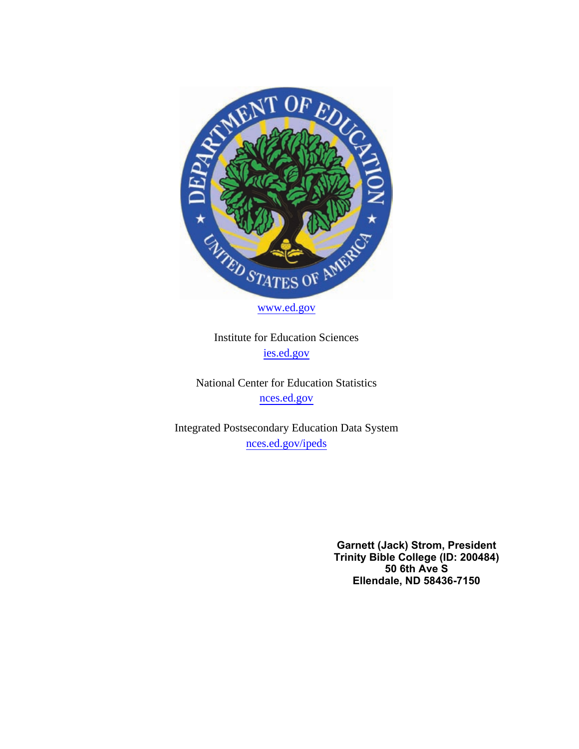www.ed.gov

Institute for Education Sciences
ies.ed.gov

National Center for Education Statistics
nces.ed.gov

Integrated Postsecondary Education Data System
nces.ed.gov/ipeds

**Garnett (Jack) Strom, President**
**Trinity Bible College (ID: 200484)**
**50 6th Ave S**
**Ellendale, ND 58436-7150**